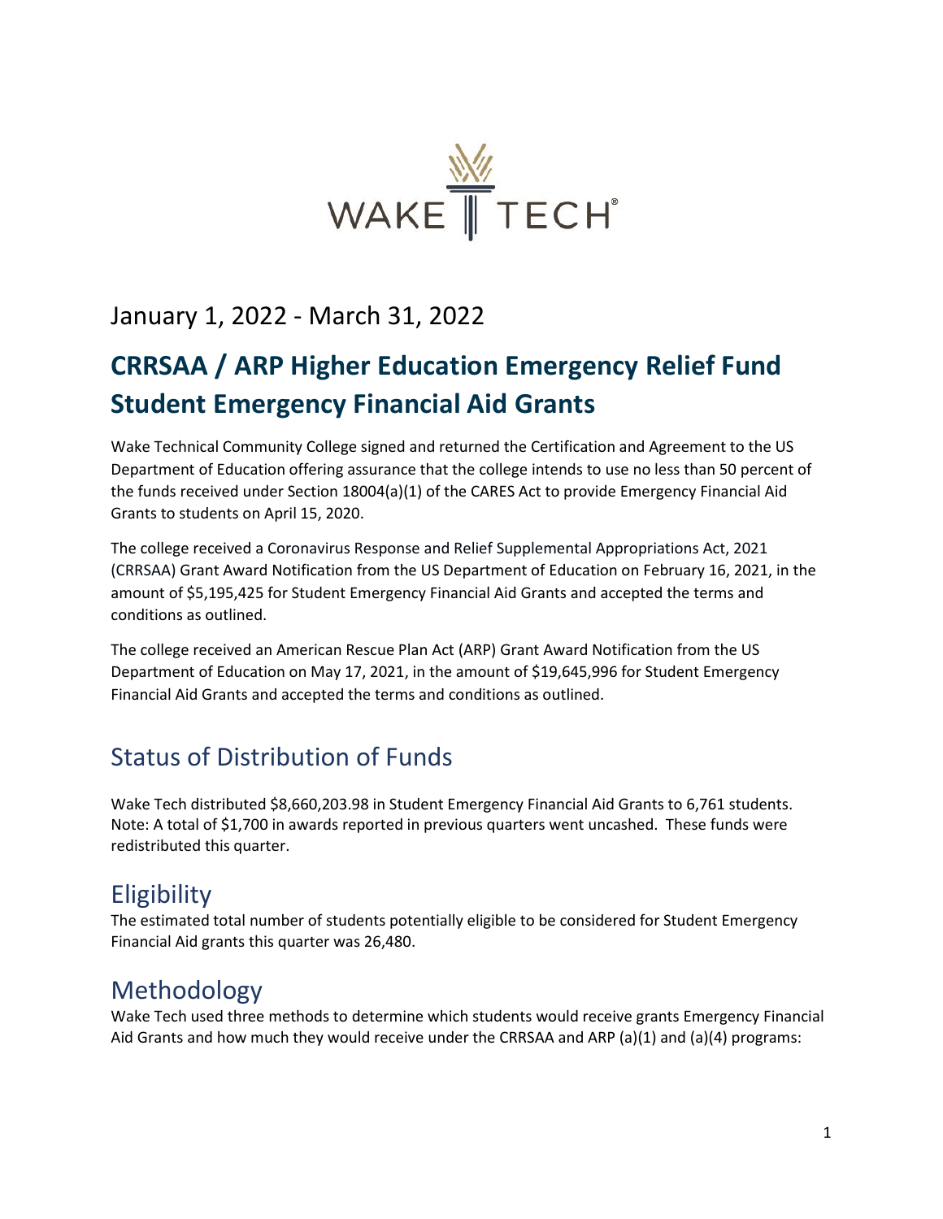January 1, 2022 - March 31, 2022

# CRRSAA / ARP Higher Education Emergency Relief Fund Student Emergency Financial Aid Grants

Wake Technical Community College signed and returned the Certification and Agreement to the US Department of Education offering assurance that the college intends to use no less than 50 percent of the funds received under Section 18004(a)(1) of the CARES Act to provide Emergency Financial Aid Grants to students on April 15, 2020.

The college received a Coronavirus Response and Relief Supplemental Appropriations Act, 2021 (CRRSAA) Grant Award Notification from the US Department of Education on February 16, 2021, in the amount of $5,195,425 for Student Emergency Financial Aid Grants and accepted the terms and conditions as outlined.

The college received an American Rescue Plan Act (ARP) Grant Award Notification from the US Department of Education on May 17, 2021, in the amount of $19,645,996 for Student Emergency Financial Aid Grants and accepted the terms and conditions as outlined.

## Status of Distribution of Funds

Wake Tech distributed $8,660,203.98 in Student Emergency Financial Aid Grants to 6,761 students. Note: A total of $1,700 in awards reported in previous quarters went uncashed. These funds were redistributed this quarter.

## Eligibility

The estimated total number of students potentially eligible to be considered for Student Emergency Financial Aid grants this quarter was 26,480.

## Methodology

Wake Tech used three methods to determine which students would receive grants Emergency Financial Aid Grants and how much they would receive under the CRRSAA and ARP (a)(1) and (a)(4) programs: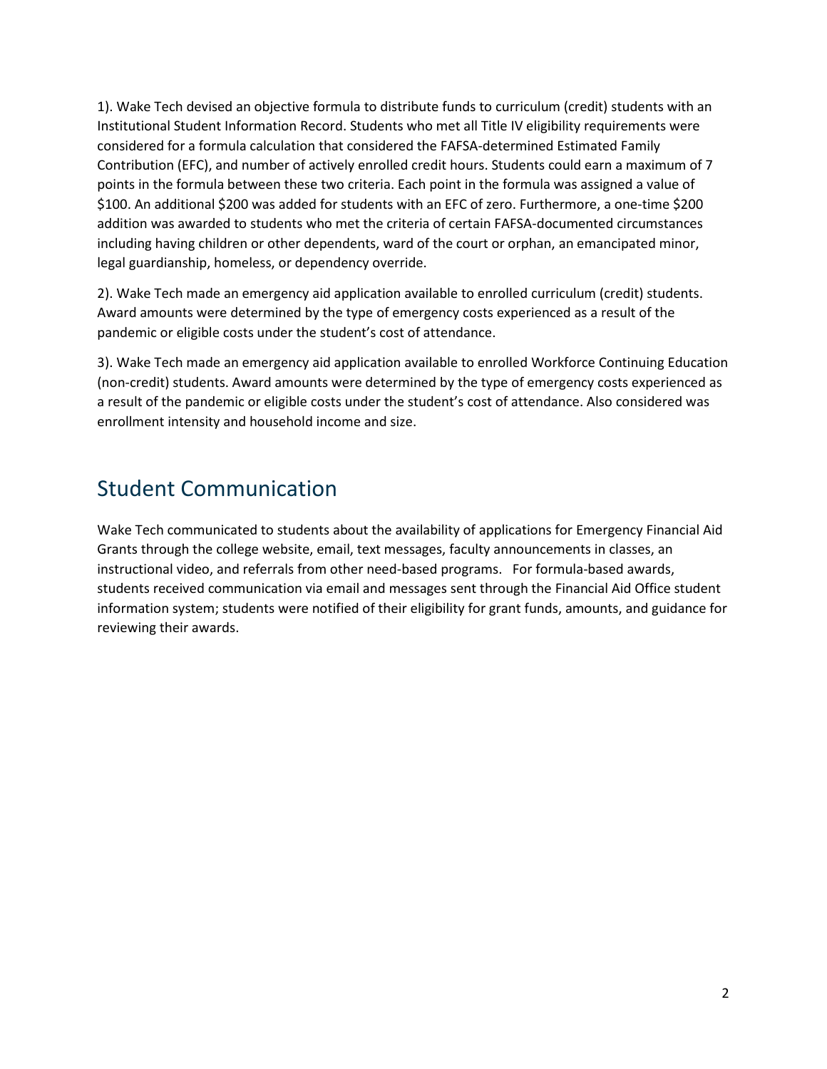1). Wake Tech devised an objective formula to distribute funds to curriculum (credit) students with an Institutional Student Information Record. Students who met all Title IV eligibility requirements were considered for a formula calculation that considered the FAFSA-determined Estimated Family Contribution (EFC), and number of actively enrolled credit hours. Students could earn a maximum of 7 points in the formula between these two criteria. Each point in the formula was assigned a value of $100. An additional $200 was added for students with an EFC of zero. Furthermore, a one-time $200 addition was awarded to students who met the criteria of certain FAFSA-documented circumstances including having children or other dependents, ward of the court or orphan, an emancipated minor, legal guardianship, homeless, or dependency override.

2). Wake Tech made an emergency aid application available to enrolled curriculum (credit) students. Award amounts were determined by the type of emergency costs experienced as a result of the pandemic or eligible costs under the student's cost of attendance.

3). Wake Tech made an emergency aid application available to enrolled Workforce Continuing Education (non-credit) students. Award amounts were determined by the type of emergency costs experienced as a result of the pandemic or eligible costs under the student's cost of attendance. Also considered was enrollment intensity and household income and size.

## Student Communication

Wake Tech communicated to students about the availability of applications for Emergency Financial Aid Grants through the college website, email, text messages, faculty announcements in classes, an instructional video, and referrals from other need-based programs. For formula-based awards, students received communication via email and messages sent through the Financial Aid Office student information system; students were notified of their eligibility for grant funds, amounts, and guidance for reviewing their awards.